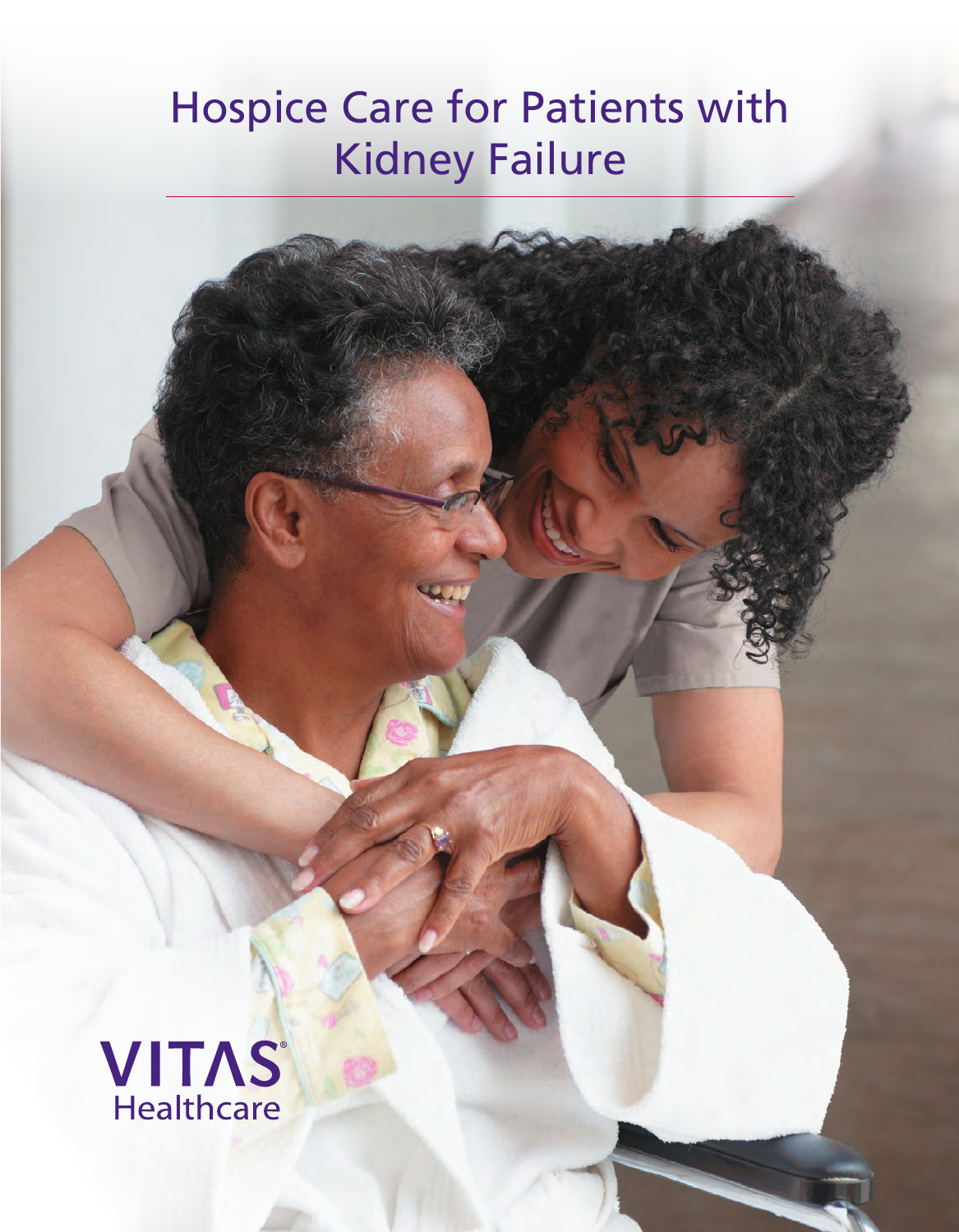# Hospice Care for Patients with Kidney Failure

VITAS® Healthcare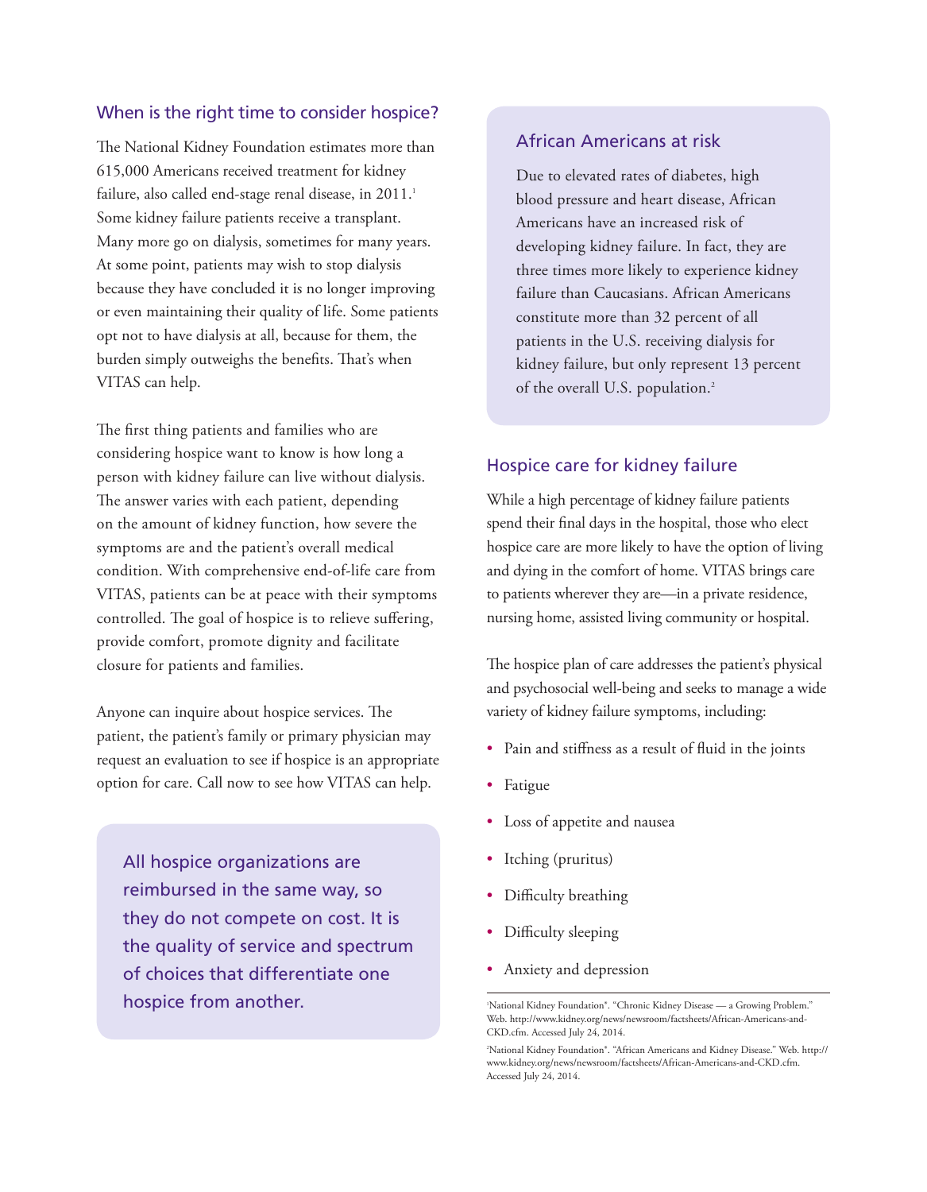## When is the right time to consider hospice?

The National Kidney Foundation estimates more than 615,000 Americans received treatment for kidney failure, also called end-stage renal disease, in 2011.[1] Some kidney failure patients receive a transplant. Many more go on dialysis, sometimes for many years. At some point, patients may wish to stop dialysis because they have concluded it is no longer improving or even maintaining their quality of life. Some patients opt not to have dialysis at all, because for them, the burden simply outweighs the benefits. That's when VITAS can help.

The first thing patients and families who are considering hospice want to know is how long a person with kidney failure can live without dialysis. The answer varies with each patient, depending on the amount of kidney function, how severe the symptoms are and the patient's overall medical condition. With comprehensive end-of-life care from VITAS, patients can be at peace with their symptoms controlled. The goal of hospice is to relieve suffering, provide comfort, promote dignity and facilitate closure for patients and families.

Anyone can inquire about hospice services. The patient, the patient's family or primary physician may request an evaluation to see if hospice is an appropriate option for care. Call now to see how VITAS can help.

> All hospice organizations are reimbursed in the same way, so they do not compete on cost. It is the quality of service and spectrum of choices that differentiate one hospice from another.

### African Americans at risk

Due to elevated rates of diabetes, high blood pressure and heart disease, African Americans have an increased risk of developing kidney failure. In fact, they are three times more likely to experience kidney failure than Caucasians. African Americans constitute more than 32 percent of all patients in the U.S. receiving dialysis for kidney failure, but only represent 13 percent of the overall U.S. population.[2]

## Hospice care for kidney failure

While a high percentage of kidney failure patients spend their final days in the hospital, those who elect hospice care are more likely to have the option of living and dying in the comfort of home. VITAS brings care to patients wherever they are—in a private residence, nursing home, assisted living community or hospital.

The hospice plan of care addresses the patient's physical and psychosocial well-being and seeks to manage a wide variety of kidney failure symptoms, including:

- Pain and stiffness as a result of fluid in the joints
- Fatigue
- Loss of appetite and nausea
- Itching (pruritus)
- Difficulty breathing
- Difficulty sleeping
- Anxiety and depression

---

[1] National Kidney Foundation®. "Chronic Kidney Disease — a Growing Problem." Web. http://www.kidney.org/news/newsroom/factsheets/African-Americans-and-CKD.cfm. Accessed July 24, 2014.

[2] National Kidney Foundation®. "African Americans and Kidney Disease." Web. http://www.kidney.org/news/newsroom/factsheets/African-Americans-and-CKD.cfm. Accessed July 24, 2014.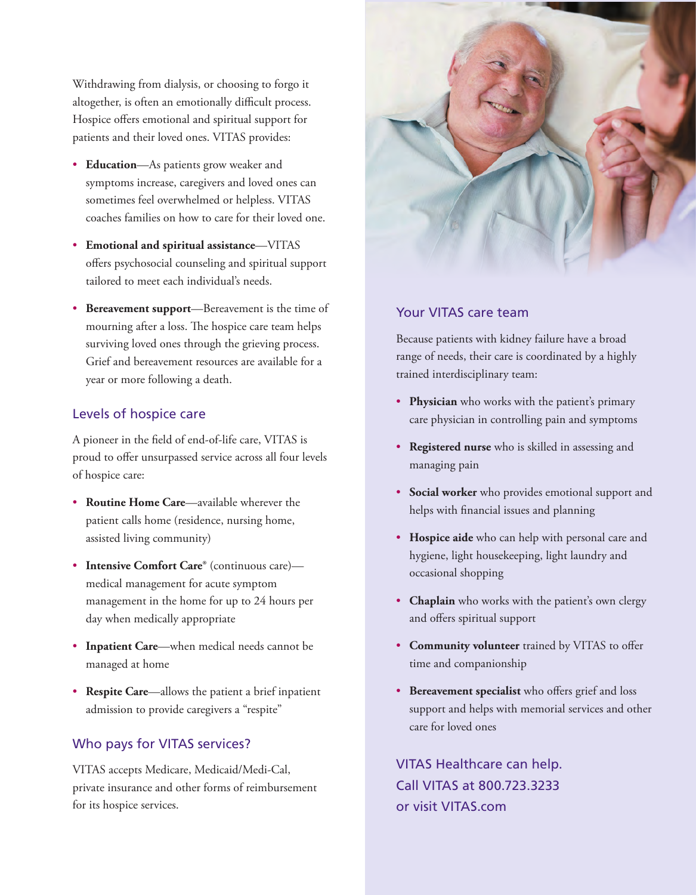Withdrawing from dialysis, or choosing to forgo it altogether, is often an emotionally difficult process. Hospice offers emotional and spiritual support for patients and their loved ones. VITAS provides:

- **Education**—As patients grow weaker and symptoms increase, caregivers and loved ones can sometimes feel overwhelmed or helpless. VITAS coaches families on how to care for their loved one.
- **Emotional and spiritual assistance**—VITAS offers psychosocial counseling and spiritual support tailored to meet each individual's needs.
- **Bereavement support**—Bereavement is the time of mourning after a loss. The hospice care team helps surviving loved ones through the grieving process. Grief and bereavement resources are available for a year or more following a death.

## Levels of hospice care

A pioneer in the field of end-of-life care, VITAS is proud to offer unsurpassed service across all four levels of hospice care:

- **Routine Home Care**—available wherever the patient calls home (residence, nursing home, assisted living community)
- **Intensive Comfort Care**® (continuous care)—medical management for acute symptom management in the home for up to 24 hours per day when medically appropriate
- **Inpatient Care**—when medical needs cannot be managed at home
- **Respite Care**—allows the patient a brief inpatient admission to provide caregivers a "respite"

## Who pays for VITAS services?

VITAS accepts Medicare, Medicaid/Medi-Cal, private insurance and other forms of reimbursement for its hospice services.

## Your VITAS care team

Because patients with kidney failure have a broad range of needs, their care is coordinated by a highly trained interdisciplinary team:

- **Physician** who works with the patient's primary care physician in controlling pain and symptoms
- **Registered nurse** who is skilled in assessing and managing pain
- **Social worker** who provides emotional support and helps with financial issues and planning
- **Hospice aide** who can help with personal care and hygiene, light housekeeping, light laundry and occasional shopping
- **Chaplain** who works with the patient's own clergy and offers spiritual support
- **Community volunteer** trained by VITAS to offer time and companionship
- **Bereavement specialist** who offers grief and loss support and helps with memorial services and other care for loved ones

VITAS Healthcare can help.
Call VITAS at 800.723.3233
or visit VITAS.com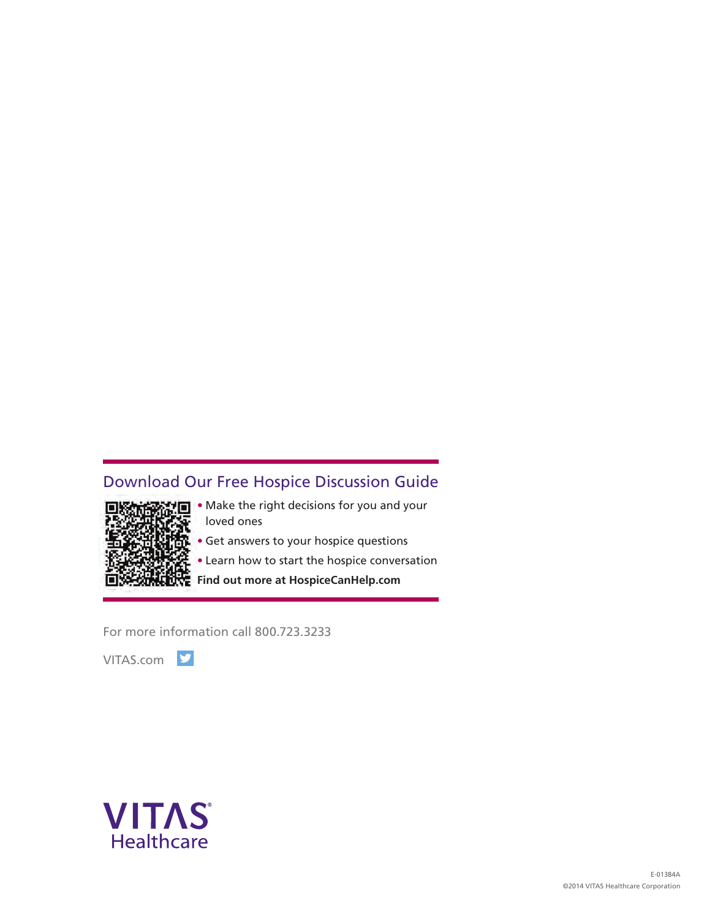## Download Our Free Hospice Discussion Guide

- Make the right decisions for you and your loved ones
- Get answers to your hospice questions
- Learn how to start the hospice conversation

**Find out more at HospiceCanHelp.com**

For more information call 800.723.3233

VITAS.com

VITAS® Healthcare

E-01384A

©2014 VITAS Healthcare Corporation